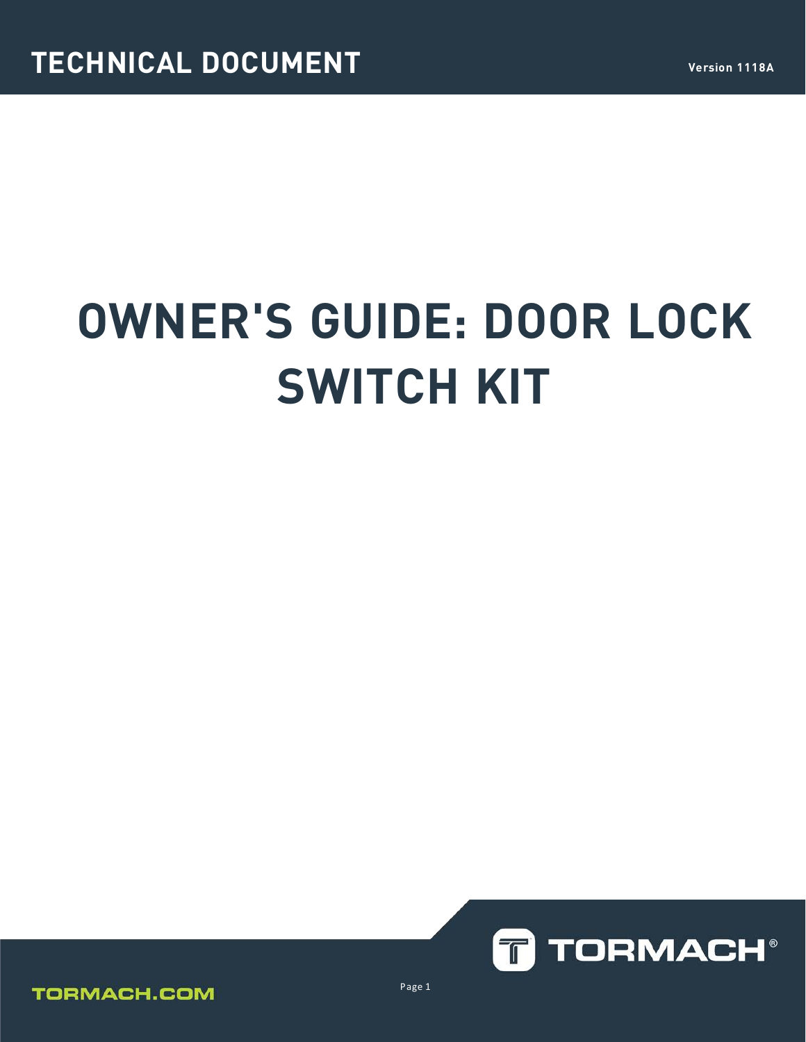TECHNICAL DOCUMENT

Version 1118A

# OWNER'S GUIDE: DOOR LOCK SWITCH KIT

TORMACH®

TORMACH.COM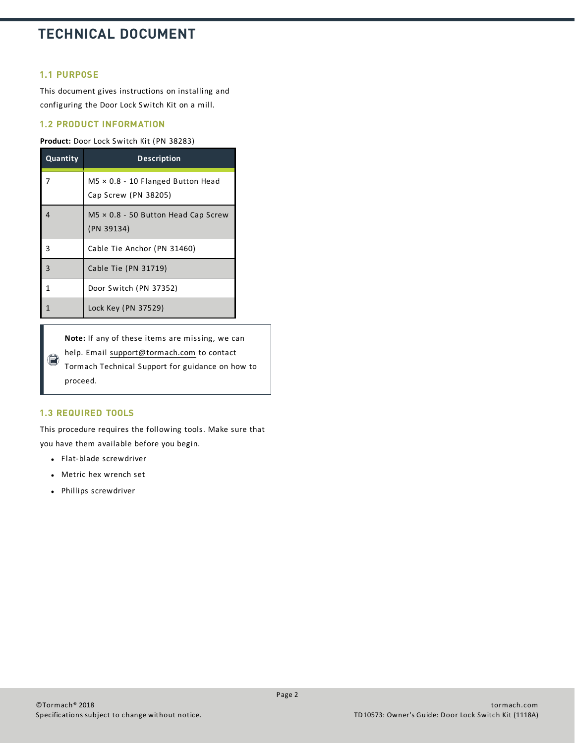# TECHNICAL DOCUMENT

## 1.1 PURPOSE

This document gives instructions on installing and configuring the Door Lock Switch Kit on a mill.

## 1.2 PRODUCT INFORMATION

**Product:** Door Lock Switch Kit (PN 38283)

| Quantity | Description |
|---|---|
| 7 | M5 × 0.8 - 10 Flanged Button Head Cap Screw (PN 38205) |
| 4 | M5 × 0.8 - 50 Button Head Cap Screw (PN 39134) |
| 3 | Cable Tie Anchor (PN 31460) |
| 3 | Cable Tie (PN 31719) |
| 1 | Door Switch (PN 37352) |
| 1 | Lock Key (PN 37529) |

> **Note:** If any of these items are missing, we can help. Email support@tormach.com to contact Tormach Technical Support for guidance on how to proceed.

## 1.3 REQUIRED TOOLS

This procedure requires the following tools. Make sure that you have them available before you begin.

- Flat-blade screwdriver
- Metric hex wrench set
- Phillips screwdriver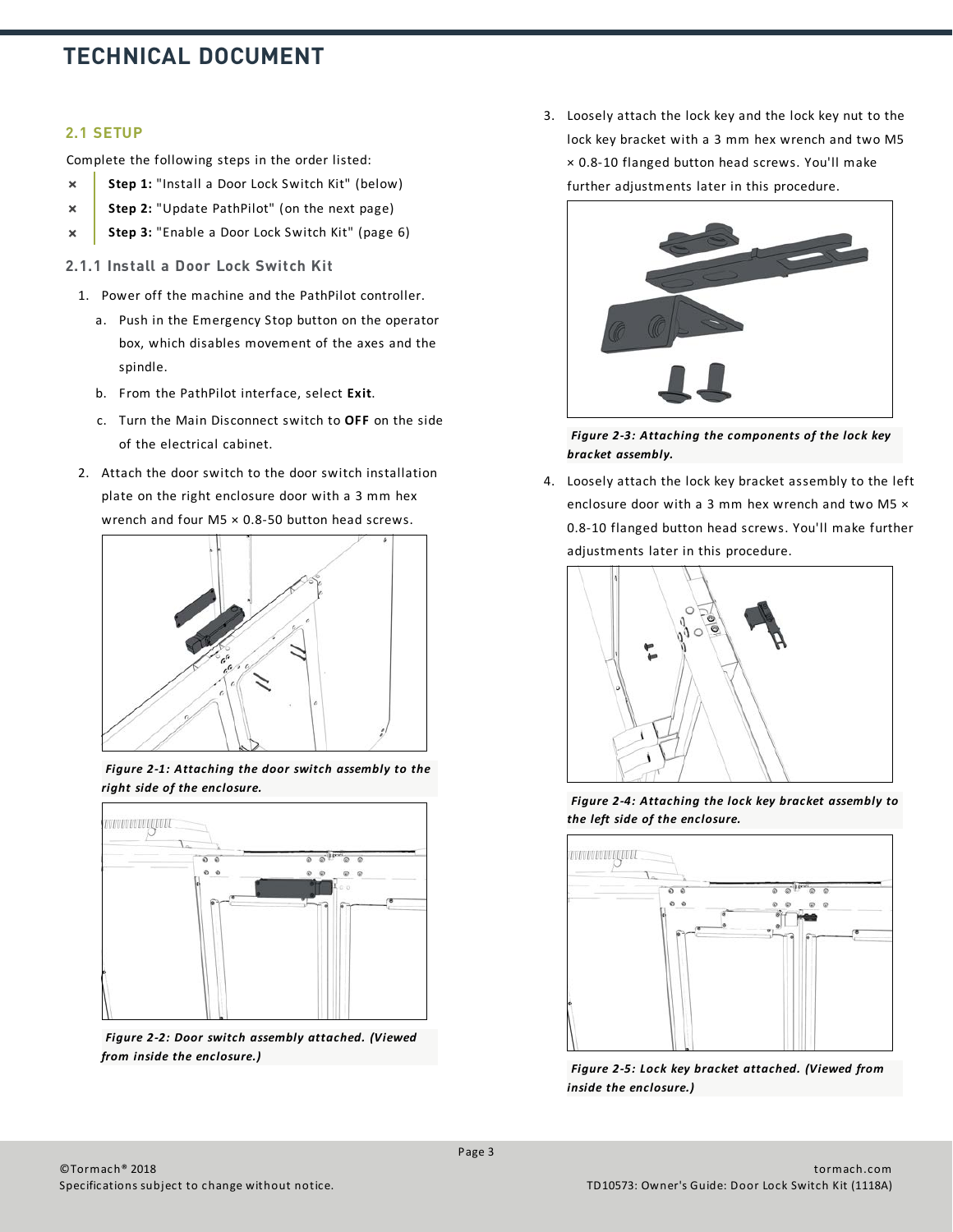## 2.1 SETUP

Complete the following steps in the order listed:

- **Step 1:** "Install a Door Lock Switch Kit" (below)
- **Step 2:** "Update PathPilot" (on the next page)
- **Step 3:** "Enable a Door Lock Switch Kit" (page 6)

### 2.1.1 Install a Door Lock Switch Kit

1. Power off the machine and the PathPilot controller.
   a. Push in the Emergency Stop button on the operator box, which disables movement of the axes and the spindle.
   b. From the PathPilot interface, select **Exit**.
   c. Turn the Main Disconnect switch to **OFF** on the side of the electrical cabinet.
2. Attach the door switch to the door switch installation plate on the right enclosure door with a 3 mm hex wrench and four M5 × 0.8-50 button head screws.

*Figure 2-1: Attaching the door switch assembly to the right side of the enclosure.*

*Figure 2-2: Door switch assembly attached. (Viewed from inside the enclosure.)*

3. Loosely attach the lock key and the lock key nut to the lock key bracket with a 3 mm hex wrench and two M5 × 0.8-10 flanged button head screws. You'll make further adjustments later in this procedure.

*Figure 2-3: Attaching the components of the lock key bracket assembly.*

4. Loosely attach the lock key bracket assembly to the left enclosure door with a 3 mm hex wrench and two M5 × 0.8-10 flanged button head screws. You'll make further adjustments later in this procedure.

*Figure 2-4: Attaching the lock key bracket assembly to the left side of the enclosure.*

*Figure 2-5: Lock key bracket attached. (Viewed from inside the enclosure.)*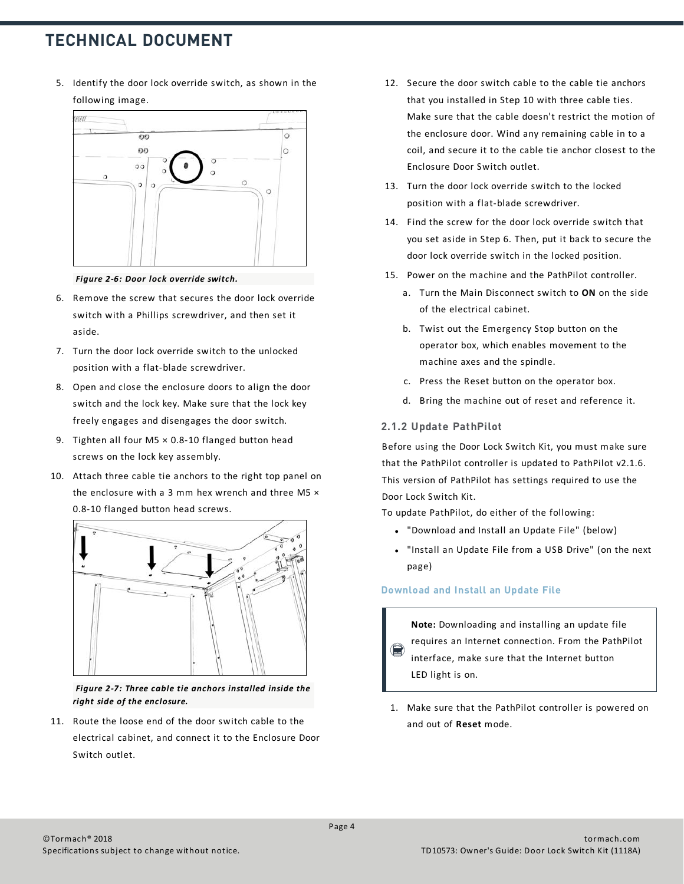5. Identify the door lock override switch, as shown in the following image.

*Figure 2-6: Door lock override switch.*

6. Remove the screw that secures the door lock override switch with a Phillips screwdriver, and then set it aside.
7. Turn the door lock override switch to the unlocked position with a flat-blade screwdriver.
8. Open and close the enclosure doors to align the door switch and the lock key. Make sure that the lock key freely engages and disengages the door switch.
9. Tighten all four M5 × 0.8-10 flanged button head screws on the lock key assembly.
10. Attach three cable tie anchors to the right top panel on the enclosure with a 3 mm hex wrench and three M5 × 0.8-10 flanged button head screws.

*Figure 2-7: Three cable tie anchors installed inside the right side of the enclosure.*

11. Route the loose end of the door switch cable to the electrical cabinet, and connect it to the Enclosure Door Switch outlet.
12. Secure the door switch cable to the cable tie anchors that you installed in Step 10 with three cable ties. Make sure that the cable doesn't restrict the motion of the enclosure door. Wind any remaining cable in to a coil, and secure it to the cable tie anchor closest to the Enclosure Door Switch outlet.
13. Turn the door lock override switch to the locked position with a flat-blade screwdriver.
14. Find the screw for the door lock override switch that you set aside in Step 6. Then, put it back to secure the door lock override switch in the locked position.
15. Power on the machine and the PathPilot controller.
    a. Turn the Main Disconnect switch to **ON** on the side of the electrical cabinet.
    b. Twist out the Emergency Stop button on the operator box, which enables movement to the machine axes and the spindle.
    c. Press the Reset button on the operator box.
    d. Bring the machine out of reset and reference it.

### 2.1.2 Update PathPilot

Before using the Door Lock Switch Kit, you must make sure that the PathPilot controller is updated to PathPilot v2.1.6. This version of PathPilot has settings required to use the Door Lock Switch Kit.

To update PathPilot, do either of the following:

- "Download and Install an Update File" (below)
- "Install an Update File from a USB Drive" (on the next page)

#### Download and Install an Update File

> **Note:** Downloading and installing an update file requires an Internet connection. From the PathPilot interface, make sure that the Internet button LED light is on.

1. Make sure that the PathPilot controller is powered on and out of **Reset** mode.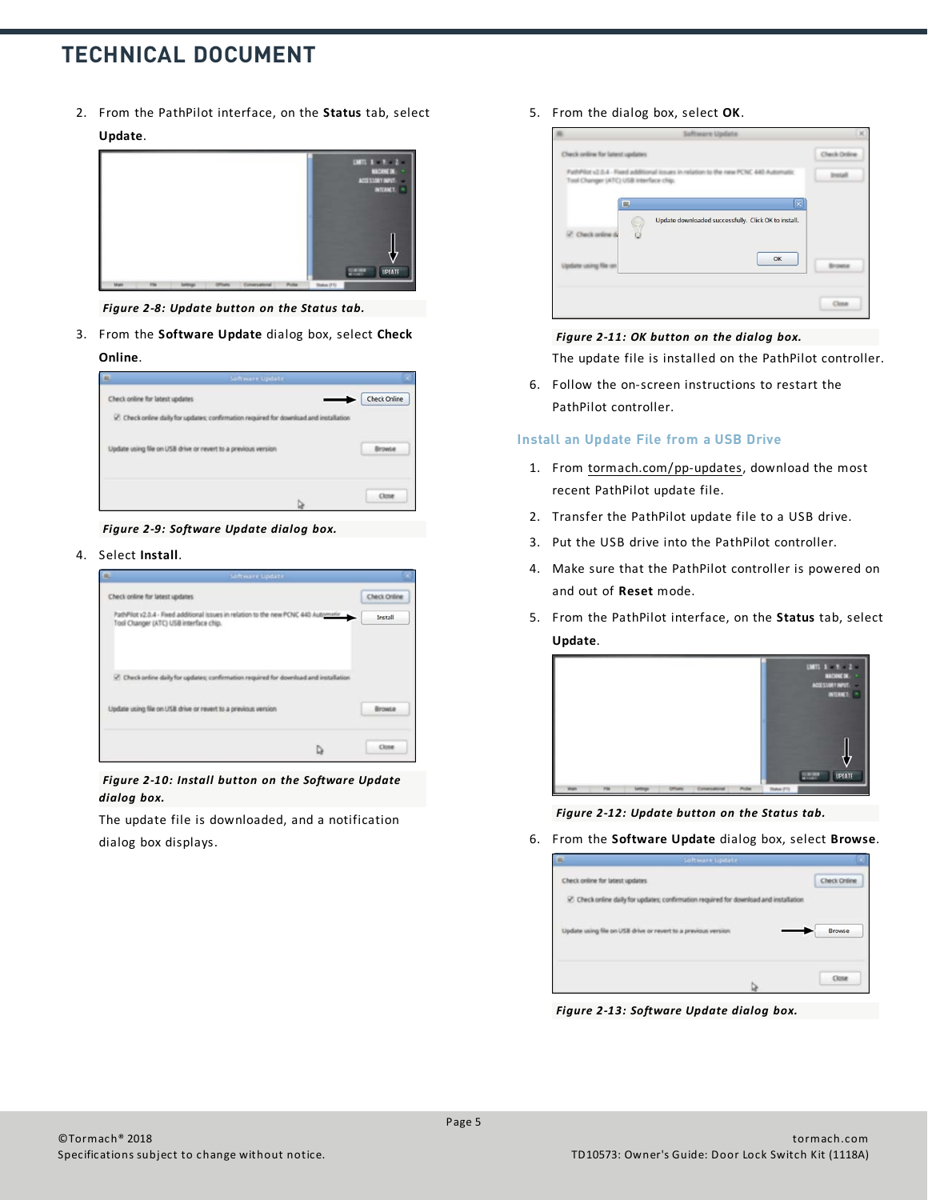2. From the PathPilot interface, on the **Status** tab, select **Update**.

*Figure 2-8: Update button on the Status tab.*

3. From the **Software Update** dialog box, select **Check Online**.

*Figure 2-9: Software Update dialog box.*

4. Select **Install**.

*Figure 2-10: Install button on the Software Update dialog box.*

   The update file is downloaded, and a notification dialog box displays.

5. From the dialog box, select **OK**.

*Figure 2-11: OK button on the dialog box.*

   The update file is installed on the PathPilot controller.

6. Follow the on-screen instructions to restart the PathPilot controller.

### Install an Update File from a USB Drive

1. From tormach.com/pp-updates, download the most recent PathPilot update file.
2. Transfer the PathPilot update file to a USB drive.
3. Put the USB drive into the PathPilot controller.
4. Make sure that the PathPilot controller is powered on and out of **Reset** mode.
5. From the PathPilot interface, on the **Status** tab, select **Update**.

*Figure 2-12: Update button on the Status tab.*

6. From the **Software Update** dialog box, select **Browse**.

*Figure 2-13: Software Update dialog box.*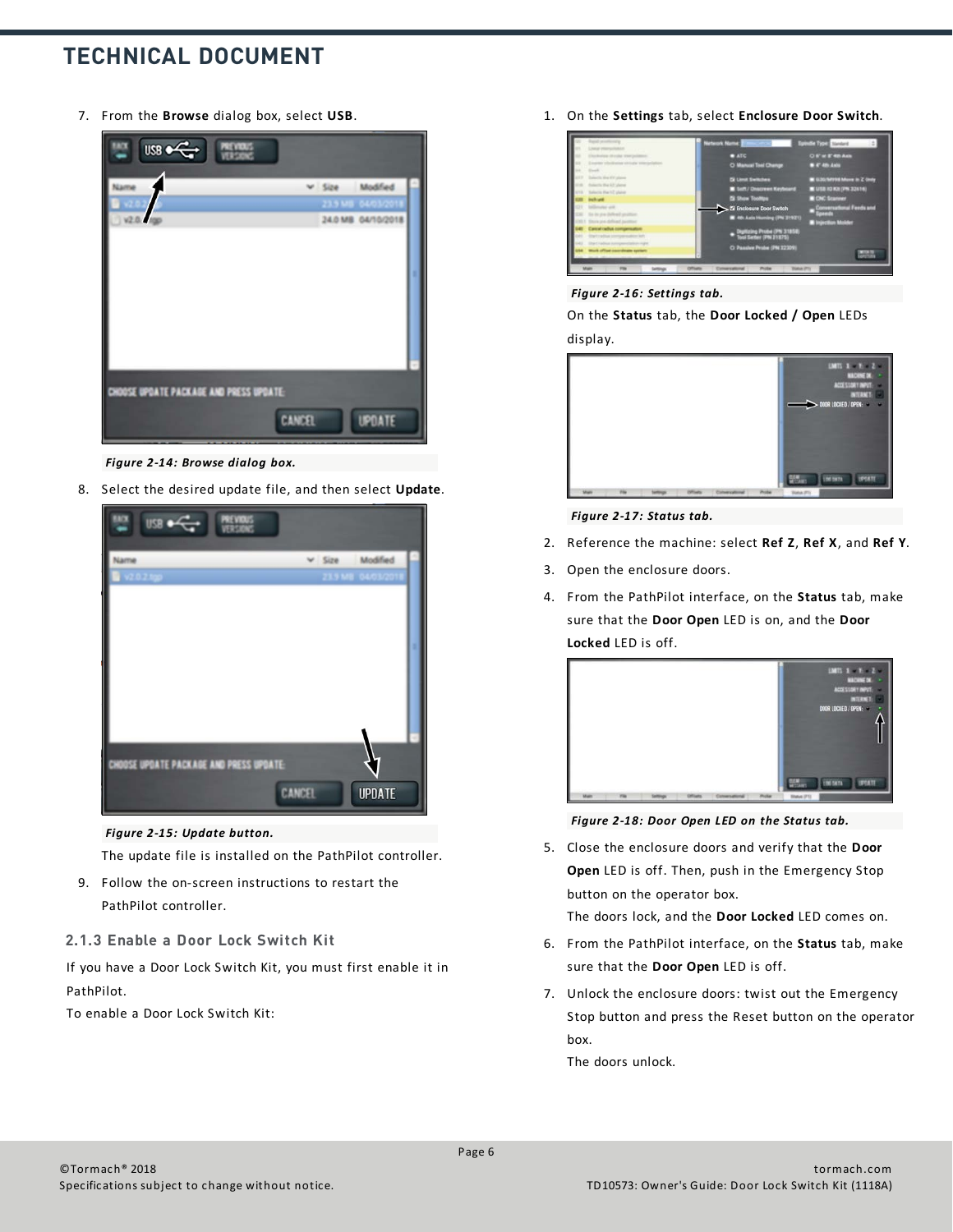7. From the **Browse** dialog box, select **USB**.

*Figure 2-14: Browse dialog box.*

8. Select the desired update file, and then select **Update**.

*Figure 2-15: Update button.*

The update file is installed on the PathPilot controller.

9. Follow the on-screen instructions to restart the PathPilot controller.

### 2.1.3 Enable a Door Lock Switch Kit

If you have a Door Lock Switch Kit, you must first enable it in PathPilot.

To enable a Door Lock Switch Kit:

1. On the **Settings** tab, select **Enclosure Door Switch**.

*Figure 2-16: Settings tab.*

On the **Status** tab, the **Door Locked / Open** LEDs display.

*Figure 2-17: Status tab.*

2. Reference the machine: select **Ref Z**, **Ref X**, and **Ref Y**.
3. Open the enclosure doors.
4. From the PathPilot interface, on the **Status** tab, make sure that the **Door Open** LED is on, and the **Door Locked** LED is off.

*Figure 2-18: Door Open LED on the Status tab.*

5. Close the enclosure doors and verify that the **Door Open** LED is off. Then, push in the Emergency Stop button on the operator box.

   The doors lock, and the **Door Locked** LED comes on.

6. From the PathPilot interface, on the **Status** tab, make sure that the **Door Open** LED is off.
7. Unlock the enclosure doors: twist out the Emergency Stop button and press the Reset button on the operator box.

   The doors unlock.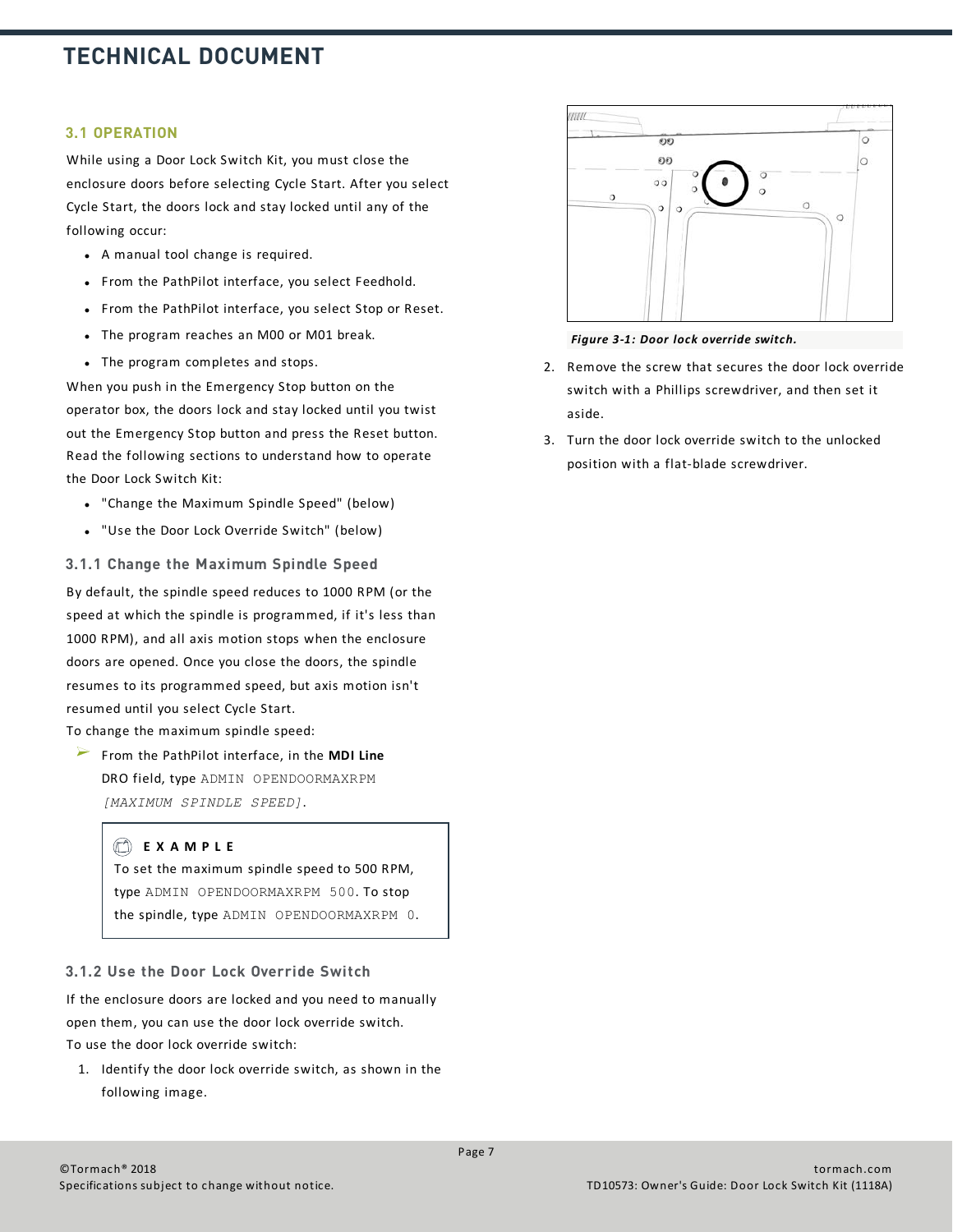# TECHNICAL DOCUMENT

## 3.1 OPERATION

While using a Door Lock Switch Kit, you must close the enclosure doors before selecting Cycle Start. After you select Cycle Start, the doors lock and stay locked until any of the following occur:

- A manual tool change is required.
- From the PathPilot interface, you select Feedhold.
- From the PathPilot interface, you select Stop or Reset.
- The program reaches an M00 or M01 break.
- The program completes and stops.

When you push in the Emergency Stop button on the operator box, the doors lock and stay locked until you twist out the Emergency Stop button and press the Reset button.

Read the following sections to understand how to operate the Door Lock Switch Kit:

- "Change the Maximum Spindle Speed" (below)
- "Use the Door Lock Override Switch" (below)

### 3.1.1 Change the Maximum Spindle Speed

By default, the spindle speed reduces to 1000 RPM (or the speed at which the spindle is programmed, if it's less than 1000 RPM), and all axis motion stops when the enclosure doors are opened. Once you close the doors, the spindle resumes to its programmed speed, but axis motion isn't resumed until you select Cycle Start.

To change the maximum spindle speed:

- From the PathPilot interface, in the **MDI Line** DRO field, type `ADMIN OPENDOORMAXRPM` *`[MAXIMUM SPINDLE SPEED]`*.

> **EXAMPLE**
> To set the maximum spindle speed to 500 RPM, type `ADMIN OPENDOORMAXRPM 500`. To stop the spindle, type `ADMIN OPENDOORMAXRPM 0`.

### 3.1.2 Use the Door Lock Override Switch

If the enclosure doors are locked and you need to manually open them, you can use the door lock override switch.

To use the door lock override switch:

1. Identify the door lock override switch, as shown in the following image.

*Figure 3-1: Door lock override switch.*

2. Remove the screw that secures the door lock override switch with a Phillips screwdriver, and then set it aside.
3. Turn the door lock override switch to the unlocked position with a flat-blade screwdriver.

©Tormach® 2018
Specifications subject to change without notice.

tormach.com
TD10573: Owner's Guide: Door Lock Switch Kit (1118A)